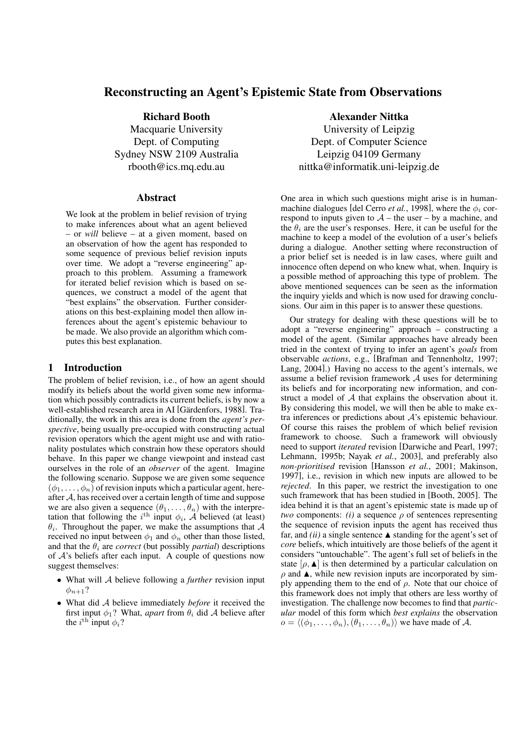# Reconstructing an Agent's Epistemic State from Observations

**Richard Booth**
Macquarie University
Dept. of Computing
Sydney NSW 2109 Australia
rbooth@ics.mq.edu.au

**Alexander Nittka**
University of Leipzig
Dept. of Computer Science
Leipzig 04109 Germany
nittka@informatik.uni-leipzig.de

## Abstract

We look at the problem in belief revision of trying to make inferences about what an agent believed – or *will* believe – at a given moment, based on an observation of how the agent has responded to some sequence of previous belief revision inputs over time. We adopt a "reverse engineering" approach to this problem. Assuming a framework for iterated belief revision which is based on sequences, we construct a model of the agent that "best explains" the observation. Further considerations on this best-explaining model then allow inferences about the agent's epistemic behaviour to be made. We also provide an algorithm which computes this best explanation.

## 1 Introduction

The problem of belief revision, i.e., of how an agent should modify its beliefs about the world given some new information which possibly contradicts its current beliefs, is by now a well-established research area in AI [Gärdenfors, 1988]. Traditionally, the work in this area is done from the *agent's perspective*, being usually pre-occupied with constructing actual revision operators which the agent might use and with rationality postulates which constrain how these operators should behave. In this paper we change viewpoint and instead cast ourselves in the role of an *observer* of the agent. Imagine the following scenario. Suppose we are given some sequence $(\phi_1, \ldots, \phi_n)$ of revision inputs which a particular agent, hereafter $\mathcal{A}$, has received over a certain length of time and suppose we are also given a sequence $(\theta_1, \ldots, \theta_n)$ with the interpretation that following the $i^{\text{th}}$ input $\phi_i$, $\mathcal{A}$ believed (at least) $\theta_i$. Throughout the paper, we make the assumptions that $\mathcal{A}$ received no input between $\phi_1$ and $\phi_n$ other than those listed, and that the $\theta_i$ are *correct* (but possibly *partial*) descriptions of $\mathcal{A}$'s beliefs after each input. A couple of questions now suggest themselves:

- What will $\mathcal{A}$ believe following a *further* revision input $\phi_{n+1}$?
- What did $\mathcal{A}$ believe immediately *before* it received the first input $\phi_1$? What, *apart* from $\theta_i$ did $\mathcal{A}$ believe after the $i^{\text{th}}$ input $\phi_i$?

One area in which such questions might arise is in human-machine dialogues [del Cerro *et al.*, 1998], where the $\phi_i$ correspond to inputs given to $\mathcal{A}$ – the user – by a machine, and the $\theta_i$ are the user's responses. Here, it can be useful for the machine to keep a model of the evolution of a user's beliefs during a dialogue. Another setting where reconstruction of a prior belief set is needed is in law cases, where guilt and innocence often depend on who knew what, when. Inquiry is a possible method of approaching this type of problem. The above mentioned sequences can be seen as the information the inquiry yields and which is now used for drawing conclusions. Our aim in this paper is to answer these questions.

Our strategy for dealing with these questions will be to adopt a "reverse engineering" approach – constructing a model of the agent. (Similar approaches have already been tried in the context of trying to infer an agent's *goals* from observable *actions*, e.g., [Brafman and Tennenholtz, 1997; Lang, 2004].) Having no access to the agent's internals, we assume a belief revision framework $\mathcal{A}$ uses for determining its beliefs and for incorporating new information, and construct a model of $\mathcal{A}$ that explains the observation about it. By considering this model, we will then be able to make extra inferences or predictions about $\mathcal{A}$'s epistemic behaviour. Of course this raises the problem of which belief revision framework to choose. Such a framework will obviously need to support *iterated* revision [Darwiche and Pearl, 1997; Lehmann, 1995b; Nayak *et al.*, 2003], and preferably also *non-prioritised* revision [Hansson *et al.*, 2001; Makinson, 1997], i.e., revision in which new inputs are allowed to be *rejected*. In this paper, we restrict the investigation to one such framework that has been studied in [Booth, 2005]. The idea behind it is that an agent's epistemic state is made up of *two* components: *(i)* a sequence $\rho$ of sentences representing the sequence of revision inputs the agent has received thus far, and *(ii)* a single sentence $\blacktriangle$ standing for the agent's set of *core* beliefs, which intuitively are those beliefs of the agent it considers "untouchable". The agent's full set of beliefs in the state $[\rho, \blacktriangle]$ is then determined by a particular calculation on $\rho$ and $\blacktriangle$, while new revision inputs are incorporated by simply appending them to the end of $\rho$. Note that our choice of this framework does not imply that others are less worthy of investigation. The challenge now becomes to find that *particular* model of this form which *best explains* the observation $o = \langle(\phi_1, \ldots, \phi_n), (\theta_1, \ldots, \theta_n)\rangle$ we have made of $\mathcal{A}$.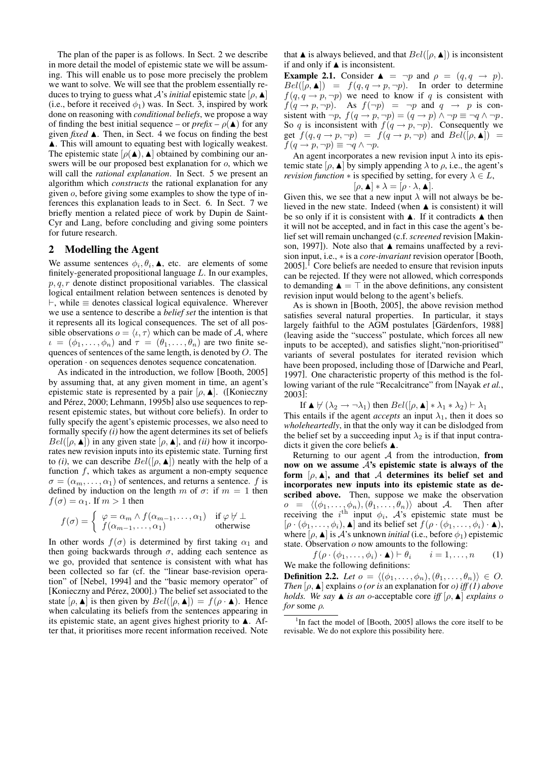The plan of the paper is as follows. In Sect. 2 we describe in more detail the model of epistemic state we will be assuming. This will enable us to pose more precisely the problem we want to solve. We will see that the problem essentially reduces to trying to guess what $\mathcal{A}$'s *initial* epistemic state $[\rho, \blacktriangle]$ (i.e., before it received $\phi_1$) was. Then, in Sect. 3, inspired by work done on reasoning with *conditional beliefs*, we propose a way of finding the best initial sequence – or *prefix* – $\rho(\blacktriangle)$ for any given *fixed* $\blacktriangle$. Then, in Sect. 4 we focus on finding the best $\blacktriangle$. This will amount to equating best with logically weakest. The epistemic state $[\rho(\blacktriangle), \blacktriangle]$ obtained by combining our answers will be our proposed best explanation for $o$, which we will call the *rational explanation*. In Sect. 5 we present an algorithm which *constructs* the rational explanation for any given $o$, before giving some examples to show the type of inferences this explanation leads to in Sect. 6. In Sect. 7 we briefly mention a related piece of work by Dupin de Saint-Cyr and Lang, before concluding and giving some pointers for future research.

## 2 Modelling the Agent

We assume sentences $\phi_i, \theta_i, \blacktriangle$, etc. are elements of some finitely-generated propositional language $L$. In our examples, $p, q, r$ denote distinct propositional variables. The classical logical entailment relation between sentences is denoted by $\vdash$, while $\equiv$ denotes classical logical equivalence. Wherever we use a sentence to describe a *belief set* the intention is that it represents all its logical consequences. The set of all possible observations $o = \langle \iota, \tau \rangle$ which can be made of $\mathcal{A}$, where $\iota = (\phi_1, \ldots, \phi_n)$ and $\tau = (\theta_1, \ldots, \theta_n)$ are two finite sequences of sentences of the same length, is denoted by $O$. The operation $\cdot$ on sequences denotes sequence concatenation.

As indicated in the introduction, we follow [Booth, 2005] by assuming that, at any given moment in time, an agent's epistemic state is represented by a pair $[\rho, \blacktriangle]$. ([Konieczny and Pérez, 2000; Lehmann, 1995b] also use sequences to represent epistemic states, but without core beliefs). In order to fully specify the agent's epistemic processes, we also need to formally specify *(i)* how the agent determines its set of beliefs $Bel([\rho, \blacktriangle])$ in any given state $[\rho, \blacktriangle]$, and *(ii)* how it incorporates new revision inputs into its epistemic state. Turning first to *(i)*, we can describe $Bel([\rho, \blacktriangle])$ neatly with the help of a function $f$, which takes as argument a non-empty sequence $\sigma = (\alpha_m, \ldots, \alpha_1)$ of sentences, and returns a sentence. $f$ is defined by induction on the length $m$ of $\sigma$: if $m = 1$ then $f(\sigma) = \alpha_1$. If $m > 1$ then

$$f(\sigma) = \begin{cases} \varphi = \alpha_m \wedge f(\alpha_{m-1}, \ldots, \alpha_1) & \text{if } \varphi \not\vdash \bot \\ f(\alpha_{m-1}, \ldots, \alpha_1) & \text{otherwise} \end{cases}$$

In other words $f(\sigma)$ is determined by first taking $\alpha_1$ and then going backwards through $\sigma$, adding each sentence as we go, provided that sentence is consistent with what has been collected so far (cf. the "linear base-revision operation" of [Nebel, 1994] and the "basic memory operator" of [Konieczny and Pérez, 2000].) The belief set associated to the state $[\rho, \blacktriangle]$ is then given by $Bel([\rho, \blacktriangle]) = f(\rho \cdot \blacktriangle)$. Hence when calculating its beliefs from the sentences appearing in its epistemic state, an agent gives highest priority to $\blacktriangle$. After that, it prioritises more recent information received. Note that $\blacktriangle$ is always believed, and that $Bel([\rho, \blacktriangle])$ is inconsistent if and only if $\blacktriangle$ is inconsistent.

**Example 2.1.** Consider $\blacktriangle = \neg p$ and $\rho = (q, q \rightarrow p)$. $Bel([\rho, \blacktriangle]) = f(q, q \rightarrow p, \neg p)$. In order to determine $f(q, q \rightarrow p, \neg p)$ we need to know if $q$ is consistent with $f(q \rightarrow p, \neg p)$. As $f(\neg p) = \neg p$ and $q \rightarrow p$ is consistent with $\neg p$, $f(q \rightarrow p, \neg p) = (q \rightarrow p) \wedge \neg p \equiv \neg q \wedge \neg p$. So $q$ is inconsistent with $f(q \rightarrow p, \neg p)$. Consequently we get $f(q, q \rightarrow p, \neg p) = f(q \rightarrow p, \neg p)$ and $Bel([\rho, \blacktriangle]) = f(q \rightarrow p, \neg p) \equiv \neg q \wedge \neg p$.

An agent incorporates a new revision input $\lambda$ into its epistemic state $[\rho, \blacktriangle]$ by simply appending $\lambda$ to $\rho$, i.e., the agent's *revision function* $*$ is specified by setting, for every $\lambda \in L$,

$$[\rho, \blacktriangle] * \lambda = [\rho \cdot \lambda, \blacktriangle].$$

Given this, we see that a new input $\lambda$ will not always be believed in the new state. Indeed (when $\blacktriangle$ is consistent) it will be so only if it is consistent with $\blacktriangle$. If it contradicts $\blacktriangle$ then it will not be accepted, and in fact in this case the agent's belief set will remain unchanged (c.f. *screened* revision [Makinson, 1997]). Note also that $\blacktriangle$ remains unaffected by a revision input, i.e., $*$ is a *core-invariant* revision operator [Booth, 2005].[1] Core beliefs are needed to ensure that revision inputs can be rejected. If they were not allowed, which corresponds to demanding $\blacktriangle = \top$ in the above definitions, any consistent revision input would belong to the agent's beliefs.

As is shown in [Booth, 2005], the above revision method satisfies several natural properties. In particular, it stays largely faithful to the AGM postulates [Gärdenfors, 1988] (leaving aside the "success" postulate, which forces all new inputs to be accepted), and satisfies slight,"non-prioritised" variants of several postulates for iterated revision which have been proposed, including those of [Darwiche and Pearl, 1997]. One characteristic property of this method is the following variant of the rule "Recalcitrance" from [Nayak *et al.*, 2003]:

$$\text{If } \blacktriangle \not\vdash (\lambda_2 \rightarrow \neg\lambda_1) \text{ then } Bel([\rho, \blacktriangle] * \lambda_1 * \lambda_2) \vdash \lambda_1$$

This entails if the agent *accepts* an input $\lambda_1$, then it does so *wholeheartedly*, in that the only way it can be dislodged from the belief set by a succeeding input $\lambda_2$ is if that input contradicts it given the core beliefs $\blacktriangle$.

Returning to our agent $\mathcal{A}$ from the introduction, **from now on we assume $\mathcal{A}$'s epistemic state is always of the form $[\rho, \blacktriangle]$, and that $\mathcal{A}$ determines its belief set and incorporates new inputs into its epistemic state as described above.** Then, suppose we make the observation $o = \langle (\phi_1, \ldots, \phi_n), (\theta_1, \ldots, \theta_n) \rangle$ about $\mathcal{A}$. Then after receiving the $i^{\text{th}}$ input $\phi_i$, $\mathcal{A}$'s epistemic state must be $[\rho \cdot (\phi_1, \ldots, \phi_i), \blacktriangle]$ and its belief set $f(\rho \cdot (\phi_1, \ldots, \phi_i) \cdot \blacktriangle)$, where $[\rho, \blacktriangle]$ is $\mathcal{A}$'s unknown *initial* (i.e., before $\phi_1$) epistemic state. Observation $o$ now amounts to the following:

$$f(\rho \cdot (\phi_1, \ldots, \phi_i) \cdot \blacktriangle) \vdash \theta_i \qquad i = 1, \ldots, n \qquad (1)$$

We make the following definitions:

**Definition 2.2.** *Let $o = \langle (\phi_1, \ldots, \phi_n), (\theta_1, \ldots, \theta_n) \rangle \in O$. Then $[\rho, \blacktriangle]$* explains *$o$ (or is* an explanation for *$o$) iff (1) above holds. We say $\blacktriangle$ is an $o$-*acceptable core *iff $[\rho, \blacktriangle]$ explains $o$ for* some *$\rho$.*

[1] In fact the model of [Booth, 2005] allows the core itself to be revisable. We do not explore this possibility here.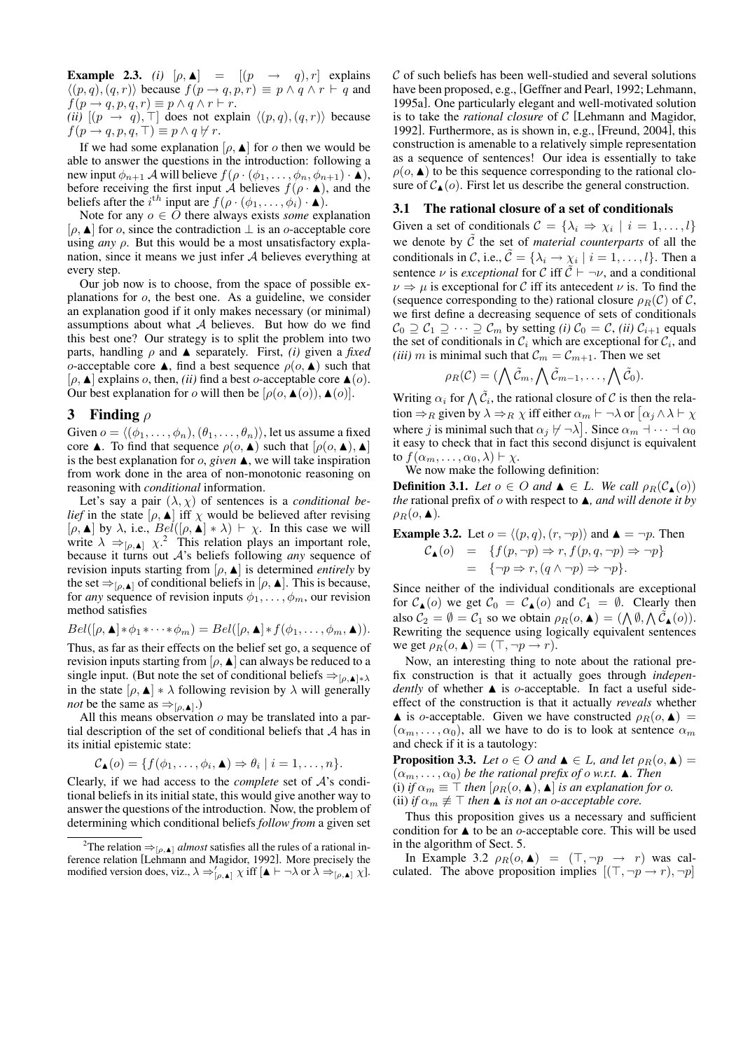**Example 2.3.** *(i)* $[\rho, \blacktriangle] = [(p \to q), r]$ explains $\langle (p,q), (q,r) \rangle$ because $f(p \to q, p, r) \equiv p \wedge q \wedge r \vdash q$ and $f(p \to q, p, q, r) \equiv p \wedge q \wedge r \vdash r$.
*(ii)* $[(p \to q), \top]$ does not explain $\langle (p,q), (q,r) \rangle$ because $f(p \to q, p, q, \top) \equiv p \wedge q \not\vdash r$.

If we had some explanation $[\rho, \blacktriangle]$ for $o$ then we would be able to answer the questions in the introduction: following a new input $\phi_{n+1}$ $\mathcal{A}$ will believe $f(\rho \cdot (\phi_1, \ldots, \phi_n, \phi_{n+1}) \cdot \blacktriangle)$, before receiving the first input $\mathcal{A}$ believes $f(\rho \cdot \blacktriangle)$, and the beliefs after the $i^{th}$ input are $f(\rho \cdot (\phi_1, \ldots, \phi_i) \cdot \blacktriangle)$.

Note for any $o \in O$ there always exists *some* explanation $[\rho, \blacktriangle]$ for $o$, since the contradiction $\bot$ is an $o$-acceptable core using *any* $\rho$. But this would be a most unsatisfactory explanation, since it means we just infer $\mathcal{A}$ believes everything at every step.

Our job now is to choose, from the space of possible explanations for $o$, the best one. As a guideline, we consider an explanation good if it only makes necessary (or minimal) assumptions about what $\mathcal{A}$ believes. But how do we find this best one? Our strategy is to split the problem into two parts, handling $\rho$ and $\blacktriangle$ separately. First, *(i)* given a *fixed* $o$-acceptable core $\blacktriangle$, find a best sequence $\rho(o, \blacktriangle)$ such that $[\rho, \blacktriangle]$ explains $o$, then, *(ii)* find a best $o$-acceptable core $\blacktriangle(o)$. Our best explanation for $o$ will then be $[\rho(o, \blacktriangle(o)), \blacktriangle(o)]$.

## 3 Finding $\rho$

Given $o = \langle (\phi_1, \ldots, \phi_n), (\theta_1, \ldots, \theta_n) \rangle$, let us assume a fixed core $\blacktriangle$. To find that sequence $\rho(o, \blacktriangle)$ such that $[\rho(o, \blacktriangle), \blacktriangle]$ is the best explanation for $o$, *given* $\blacktriangle$, we will take inspiration from work done in the area of non-monotonic reasoning on reasoning with *conditional* information.

Let's say a pair $(\lambda, \chi)$ of sentences is a *conditional belief* in the state $[\rho, \blacktriangle]$ iff $\chi$ would be believed after revising $[\rho, \blacktriangle]$ by $\lambda$, i.e., $Bel([\rho, \blacktriangle] * \lambda) \vdash \chi$. In this case we will write $\lambda \Rightarrow_{[\rho, \blacktriangle]} \chi$.[2] This relation plays an important role, because it turns out $\mathcal{A}$'s beliefs following *any* sequence of revision inputs starting from $[\rho, \blacktriangle]$ is determined *entirely* by the set $\Rightarrow_{[\rho, \blacktriangle]}$ of conditional beliefs in $[\rho, \blacktriangle]$. This is because, for *any* sequence of revision inputs $\phi_1, \ldots, \phi_m$, our revision method satisfies

$$Bel([\rho, \blacktriangle] * \phi_1 * \cdots * \phi_m) = Bel([\rho, \blacktriangle] * f(\phi_1, \ldots, \phi_m, \blacktriangle)).$$

Thus, as far as their effects on the belief set go, a sequence of revision inputs starting from $[\rho, \blacktriangle]$ can always be reduced to a single input. (But note the set of conditional beliefs $\Rightarrow_{[\rho, \blacktriangle] * \lambda}$ in the state $[\rho, \blacktriangle] * \lambda$ following revision by $\lambda$ will generally *not* be the same as $\Rightarrow_{[\rho, \blacktriangle]}$.)

All this means observation $o$ may be translated into a partial description of the set of conditional beliefs that $\mathcal{A}$ has in its initial epistemic state:

$$\mathcal{C}_{\blacktriangle}(o) = \{f(\phi_1, \ldots, \phi_i, \blacktriangle) \Rightarrow \theta_i \mid i = 1, \ldots, n\}.$$

Clearly, if we had access to the *complete* set of $\mathcal{A}$'s conditional beliefs in its initial state, this would give another way to answer the questions of the introduction. Now, the problem of determining which conditional beliefs *follow from* a given set $\mathcal{C}$ of such beliefs has been well-studied and several solutions have been proposed, e.g., [Geffner and Pearl, 1992; Lehmann, 1995a]. One particularly elegant and well-motivated solution is to take the *rational closure* of $\mathcal{C}$ [Lehmann and Magidor, 1992]. Furthermore, as is shown in, e.g., [Freund, 2004], this construction is amenable to a relatively simple representation as a sequence of sentences! Our idea is essentially to take $\rho(o, \blacktriangle)$ to be this sequence corresponding to the rational closure of $\mathcal{C}_{\blacktriangle}(o)$. First let us describe the general construction.

### 3.1 The rational closure of a set of conditionals

Given a set of conditionals $\mathcal{C} = \{\lambda_i \Rightarrow \chi_i \mid i = 1, \ldots, l\}$ we denote by $\tilde{\mathcal{C}}$ the set of *material counterparts* of all the conditionals in $\mathcal{C}$, i.e., $\tilde{\mathcal{C}} = \{\lambda_i \to \chi_i \mid i = 1, \ldots, l\}$. Then a sentence $\nu$ is *exceptional* for $\mathcal{C}$ iff $\tilde{\mathcal{C}} \vdash \neg\nu$, and a conditional $\nu \Rightarrow \mu$ is exceptional for $\mathcal{C}$ iff its antecedent $\nu$ is. To find the (sequence corresponding to the) rational closure $\rho_R(\mathcal{C})$ of $\mathcal{C}$, we first define a decreasing sequence of sets of conditionals $\mathcal{C}_0 \supseteq \mathcal{C}_1 \supseteq \cdots \supseteq \mathcal{C}_m$ by setting *(i)* $\mathcal{C}_0 = \mathcal{C}$, *(ii)* $\mathcal{C}_{i+1}$ equals the set of conditionals in $\mathcal{C}_i$ which are exceptional for $\mathcal{C}_i$, and *(iii)* $m$ is minimal such that $\mathcal{C}_m = \mathcal{C}_{m+1}$. Then we set

$$\rho_R(\mathcal{C}) = (\bigwedge \tilde{\mathcal{C}}_m, \bigwedge \tilde{\mathcal{C}}_{m-1}, \ldots, \bigwedge \tilde{\mathcal{C}}_0).$$

Writing $\alpha_i$ for $\bigwedge \tilde{\mathcal{C}}_i$, the rational closure of $\mathcal{C}$ is then the relation $\Rightarrow_R$ given by $\lambda \Rightarrow_R \chi$ iff either $\alpha_m \vdash \neg\lambda$ or $\left[\alpha_j \wedge \lambda \vdash \chi\right.$ where $j$ is minimal such that $\left.\alpha_j \not\vdash \neg\lambda\right]$. Since $\alpha_m \dashv \cdots \dashv \alpha_0$ it easy to check that in fact this second disjunct is equivalent to $f(\alpha_m, \ldots, \alpha_0, \lambda) \vdash \chi$.

We now make the following definition:

**Definition 3.1.** *Let $o \in O$ and $\blacktriangle \in L$. We call $\rho_R(\mathcal{C}_{\blacktriangle}(o))$ the* rational prefix *of $o$ with respect to $\blacktriangle$, and will denote it by $\rho_R(o, \blacktriangle)$.*

**Example 3.2.** Let $o = \langle (p,q), (r, \neg p) \rangle$ and $\blacktriangle = \neg p$. Then

$$\begin{aligned} \mathcal{C}_{\blacktriangle}(o) &= \{f(p, \neg p) \Rightarrow r, f(p, q, \neg p) \Rightarrow \neg p\} \\ &= \{\neg p \Rightarrow r, (q \wedge \neg p) \Rightarrow \neg p\}. \end{aligned}$$

Since neither of the individual conditionals are exceptional for $\mathcal{C}_{\blacktriangle}(o)$ we get $\mathcal{C}_0 = \mathcal{C}_{\blacktriangle}(o)$ and $\mathcal{C}_1 = \emptyset$. Clearly then also $\mathcal{C}_2 = \emptyset = \mathcal{C}_1$ so we obtain $\rho_R(o, \blacktriangle) = (\bigwedge \emptyset, \bigwedge \tilde{\mathcal{C}}_{\blacktriangle}(o))$. Rewriting the sequence using logically equivalent sentences we get $\rho_R(o, \blacktriangle) = (\top, \neg p \to r)$.

Now, an interesting thing to note about the rational prefix construction is that it actually goes through *independently* of whether $\blacktriangle$ is $o$-acceptable. In fact a useful side-effect of the construction is that it actually *reveals* whether $\blacktriangle$ is $o$-acceptable. Given we have constructed $\rho_R(o, \blacktriangle) = (\alpha_m, \ldots, \alpha_0)$, all we have to do is to look at sentence $\alpha_m$ and check if it is a tautology:

**Proposition 3.3.** *Let $o \in O$ and $\blacktriangle \in L$, and let $\rho_R(o, \blacktriangle) = (\alpha_m, \ldots, \alpha_0)$ be the rational prefix of $o$ w.r.t. $\blacktriangle$. Then*
(i) *if $\alpha_m \equiv \top$ then $[\rho_R(o, \blacktriangle), \blacktriangle]$ is an explanation for $o$.*
(ii) *if $\alpha_m \not\equiv \top$ then $\blacktriangle$ is not an $o$-acceptable core.*

Thus this proposition gives us a necessary and sufficient condition for $\blacktriangle$ to be an $o$-acceptable core. This will be used in the algorithm of Sect. 5.

In Example 3.2 $\rho_R(o, \blacktriangle) = (\top, \neg p \to r)$ was calculated. The above proposition implies $[(\top, \neg p \to r), \neg p]$

---

[2] The relation $\Rightarrow_{[\rho, \blacktriangle]}$ *almost* satisfies all the rules of a rational inference relation [Lehmann and Magidor, 1992]. More precisely the modified version does, viz., $\lambda \Rightarrow'_{[\rho, \blacktriangle]} \chi$ iff $[\blacktriangle \vdash \neg\lambda$ or $\lambda \Rightarrow_{[\rho, \blacktriangle]} \chi]$.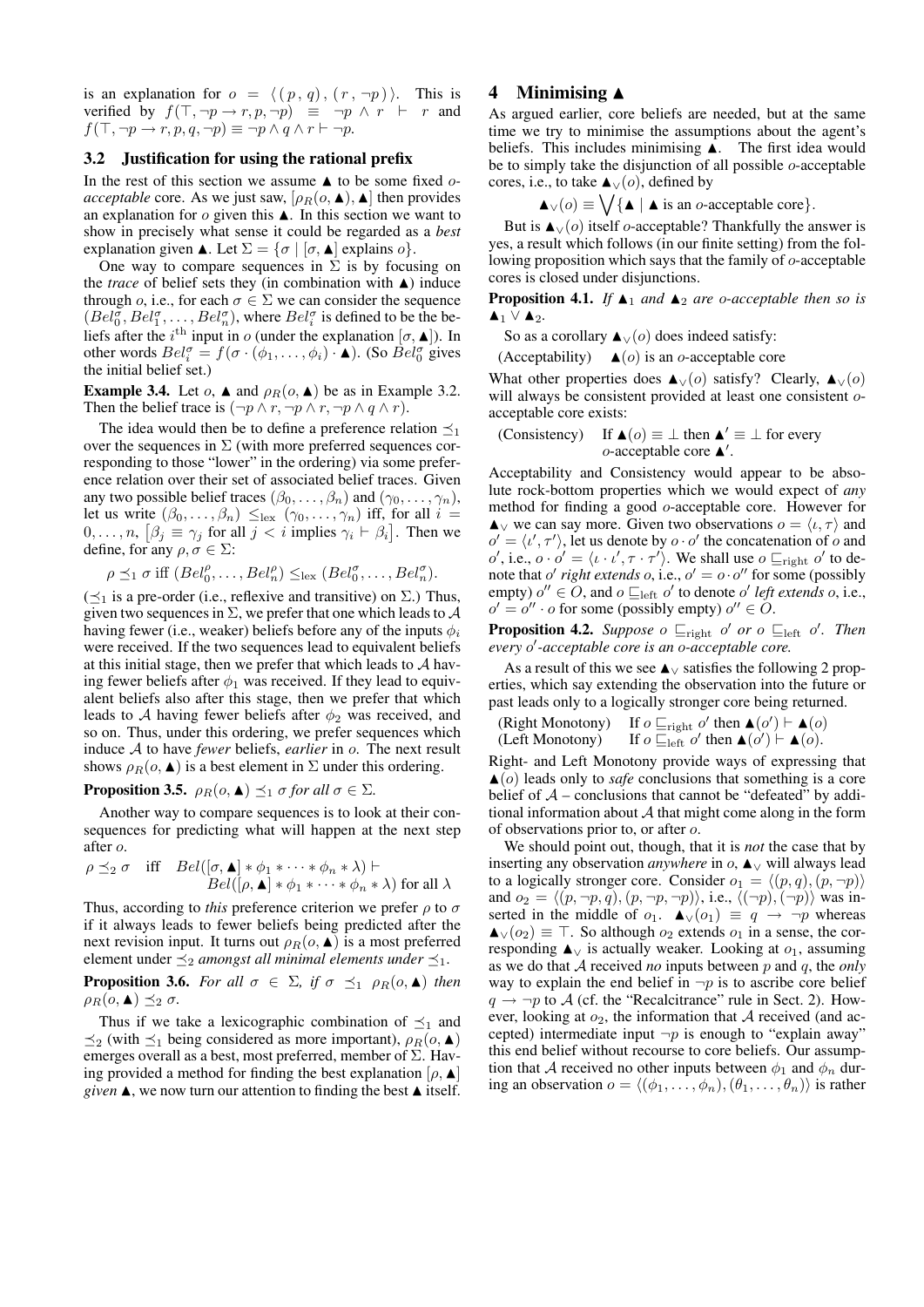is an explanation for $o = \langle (p, q), (r, \neg p) \rangle$. This is verified by $f(\top, \neg p \to r, p, \neg p) \equiv \neg p \wedge r \vdash r$ and $f(\top, \neg p \to r, p, q, \neg p) \equiv \neg p \wedge q \wedge r \vdash \neg p$.

### 3.2 Justification for using the rational prefix

In the rest of this section we assume $\blacktriangle$ to be some fixed *o-acceptable* core. As we just saw, $[\rho_R(o, \blacktriangle), \blacktriangle]$ then provides an explanation for $o$ given this $\blacktriangle$. In this section we want to show in precisely what sense it could be regarded as a *best* explanation given $\blacktriangle$. Let $\Sigma = \{\sigma \mid [\sigma, \blacktriangle] \text{ explains } o\}$.

One way to compare sequences in $\Sigma$ is by focusing on the *trace* of belief sets they (in combination with $\blacktriangle$) induce through $o$, i.e., for each $\sigma \in \Sigma$ we can consider the sequence $(Bel_0^\sigma, Bel_1^\sigma, \ldots, Bel_n^\sigma)$, where $Bel_i^\sigma$ is defined to be the beliefs after the $i^{\text{th}}$ input in $o$ (under the explanation $[\sigma, \blacktriangle]$). In other words $Bel_i^\sigma = f(\sigma \cdot (\phi_1, \ldots, \phi_i) \cdot \blacktriangle)$. (So $Bel_0^\sigma$ gives the initial belief set.)

**Example 3.4.** Let $o$, $\blacktriangle$ and $\rho_R(o, \blacktriangle)$ be as in Example 3.2. Then the belief trace is $(\neg p \wedge r, \neg p \wedge r, \neg p \wedge q \wedge r)$.

The idea would then be to define a preference relation $\preceq_1$ over the sequences in $\Sigma$ (with more preferred sequences corresponding to those "lower" in the ordering) via some preference relation over their set of associated belief traces. Given any two possible belief traces $(\beta_0, \ldots, \beta_n)$ and $(\gamma_0, \ldots, \gamma_n)$, let us write $(\beta_0, \ldots, \beta_n) \leq_{\text{lex}} (\gamma_0, \ldots, \gamma_n)$ iff, for all $i = 0, \ldots, n$, $[\beta_j \equiv \gamma_j \text{ for all } j < i \text{ implies } \gamma_i \vdash \beta_i]$. Then we define, for any $\rho, \sigma \in \Sigma$:

$$\rho \preceq_1 \sigma \text{ iff } (Bel_0^\rho, \ldots, Bel_n^\rho) \leq_{\text{lex}} (Bel_0^\sigma, \ldots, Bel_n^\sigma).$$

($\preceq_1$ is a pre-order (i.e., reflexive and transitive) on $\Sigma$.) Thus, given two sequences in $\Sigma$, we prefer that one which leads to $\mathcal{A}$ having fewer (i.e., weaker) beliefs before any of the inputs $\phi_i$ were received. If the two sequences lead to equivalent beliefs at this initial stage, then we prefer that which leads to $\mathcal{A}$ having fewer beliefs after $\phi_1$ was received. If they lead to equivalent beliefs also after this stage, then we prefer that which leads to $\mathcal{A}$ having fewer beliefs after $\phi_2$ was received, and so on. Thus, under this ordering, we prefer sequences which induce $\mathcal{A}$ to have *fewer* beliefs, *earlier* in $o$. The next result shows $\rho_R(o, \blacktriangle)$ is a best element in $\Sigma$ under this ordering.

**Proposition 3.5.** *$\rho_R(o, \blacktriangle) \preceq_1 \sigma$ for all $\sigma \in \Sigma$.*

Another way to compare sequences is to look at their consequences for predicting what will happen at the next step after $o$.

$$\rho \preceq_2 \sigma \quad \text{iff} \quad Bel([\sigma, \blacktriangle] * \phi_1 * \cdots * \phi_n * \lambda) \vdash Bel([\rho, \blacktriangle] * \phi_1 * \cdots * \phi_n * \lambda) \text{ for all } \lambda$$

Thus, according to *this* preference criterion we prefer $\rho$ to $\sigma$ if it always leads to fewer beliefs being predicted after the next revision input. It turns out $\rho_R(o, \blacktriangle)$ is a most preferred element under $\preceq_2$ *amongst all minimal elements under* $\preceq_1$.

**Proposition 3.6.** *For all $\sigma \in \Sigma$, if $\sigma \preceq_1 \rho_R(o, \blacktriangle)$ then $\rho_R(o, \blacktriangle) \preceq_2 \sigma$.*

Thus if we take a lexicographic combination of $\preceq_1$ and $\preceq_2$ (with $\preceq_1$ being considered as more important), $\rho_R(o, \blacktriangle)$ emerges overall as a best, most preferred, member of $\Sigma$. Having provided a method for finding the best explanation $[\rho, \blacktriangle]$ *given* $\blacktriangle$, we now turn our attention to finding the best $\blacktriangle$ itself.

## 4 Minimising $\blacktriangle$

As argued earlier, core beliefs are needed, but at the same time we try to minimise the assumptions about the agent's beliefs. This includes minimising $\blacktriangle$. The first idea would be to simply take the disjunction of all possible $o$-acceptable cores, i.e., to take $\blacktriangle_\vee(o)$, defined by

$$\blacktriangle_\vee(o) \equiv \bigvee \{\blacktriangle \mid \blacktriangle \text{ is an } o\text{-acceptable core}\}.$$

But is $\blacktriangle_\vee(o)$ itself $o$-acceptable? Thankfully the answer is yes, a result which follows (in our finite setting) from the following proposition which says that the family of $o$-acceptable cores is closed under disjunctions.

**Proposition 4.1.** *If $\blacktriangle_1$ and $\blacktriangle_2$ are $o$-acceptable then so is $\blacktriangle_1 \vee \blacktriangle_2$.*

So as a corollary $\blacktriangle_\vee(o)$ does indeed satisfy:

(Acceptability) $\quad \blacktriangle(o)$ is an $o$-acceptable core

What other properties does $\blacktriangle_\vee(o)$ satisfy? Clearly, $\blacktriangle_\vee(o)$ will always be consistent provided at least one consistent $o$-acceptable core exists:

(Consistency) $\quad$ If $\blacktriangle(o) \equiv \bot$ then $\blacktriangle' \equiv \bot$ for every $o$-acceptable core $\blacktriangle'$.

Acceptability and Consistency would appear to be absolute rock-bottom properties which we would expect of *any* method for finding a good $o$-acceptable core. However for $\blacktriangle_\vee$ we can say more. Given two observations $o = \langle \iota, \tau \rangle$ and $o' = \langle \iota', \tau' \rangle$, let us denote by $o \cdot o'$ the concatenation of $o$ and $o'$, i.e., $o \cdot o' = \langle \iota \cdot \iota', \tau \cdot \tau' \rangle$. We shall use $o \sqsubseteq_{\text{right}} o'$ to denote that $o'$ *right extends* $o$, i.e., $o' = o \cdot o''$ for some (possibly empty) $o'' \in O$, and $o \sqsubseteq_{\text{left}} o'$ to denote $o'$ *left extends* $o$, i.e., $o' = o'' \cdot o$ for some (possibly empty) $o'' \in O$.

**Proposition 4.2.** *Suppose $o \sqsubseteq_{\text{right}} o'$ or $o \sqsubseteq_{\text{left}} o'$. Then every $o'$-acceptable core is an $o$-acceptable core.*

As a result of this we see $\blacktriangle_\vee$ satisfies the following 2 properties, which say extending the observation into the future or past leads only to a logically stronger core being returned.

(Right Monotony) $\quad$ If $o \sqsubseteq_{\text{right}} o'$ then $\blacktriangle(o') \vdash \blacktriangle(o)$
(Left Monotony) $\quad$ If $o \sqsubseteq_{\text{left}} o'$ then $\blacktriangle(o') \vdash \blacktriangle(o)$.

Right- and Left Monotony provide ways of expressing that $\blacktriangle(o)$ leads only to *safe* conclusions that something is a core belief of $\mathcal{A}$ – conclusions that cannot be "defeated" by additional information about $\mathcal{A}$ that might come along in the form of observations prior to, or after $o$.

We should point out, though, that it is *not* the case that by inserting any observation *anywhere* in $o$, $\blacktriangle_\vee$ will always lead to a logically stronger core. Consider $o_1 = \langle (p, q), (p, \neg p) \rangle$ and $o_2 = \langle (p, \neg p, q), (p, \neg p, \neg p) \rangle$, i.e., $\langle (\neg p), (\neg p) \rangle$ was inserted in the middle of $o_1$. $\blacktriangle_\vee(o_1) \equiv q \to \neg p$ whereas $\blacktriangle_\vee(o_2) \equiv \top$. So although $o_2$ extends $o_1$ in a sense, the corresponding $\blacktriangle_\vee$ is actually weaker. Looking at $o_1$, assuming as we do that $\mathcal{A}$ received *no* inputs between $p$ and $q$, the *only* way to explain the end belief in $\neg p$ is to ascribe core belief $q \to \neg p$ to $\mathcal{A}$ (cf. the "Recalcitrance" rule in Sect. 2). However, looking at $o_2$, the information that $\mathcal{A}$ received (and accepted) intermediate input $\neg p$ is enough to "explain away" this end belief without recourse to core beliefs. Our assumption that $\mathcal{A}$ received no other inputs between $\phi_1$ and $\phi_n$ during an observation $o = \langle (\phi_1, \ldots, \phi_n), (\theta_1, \ldots, \theta_n) \rangle$ is rather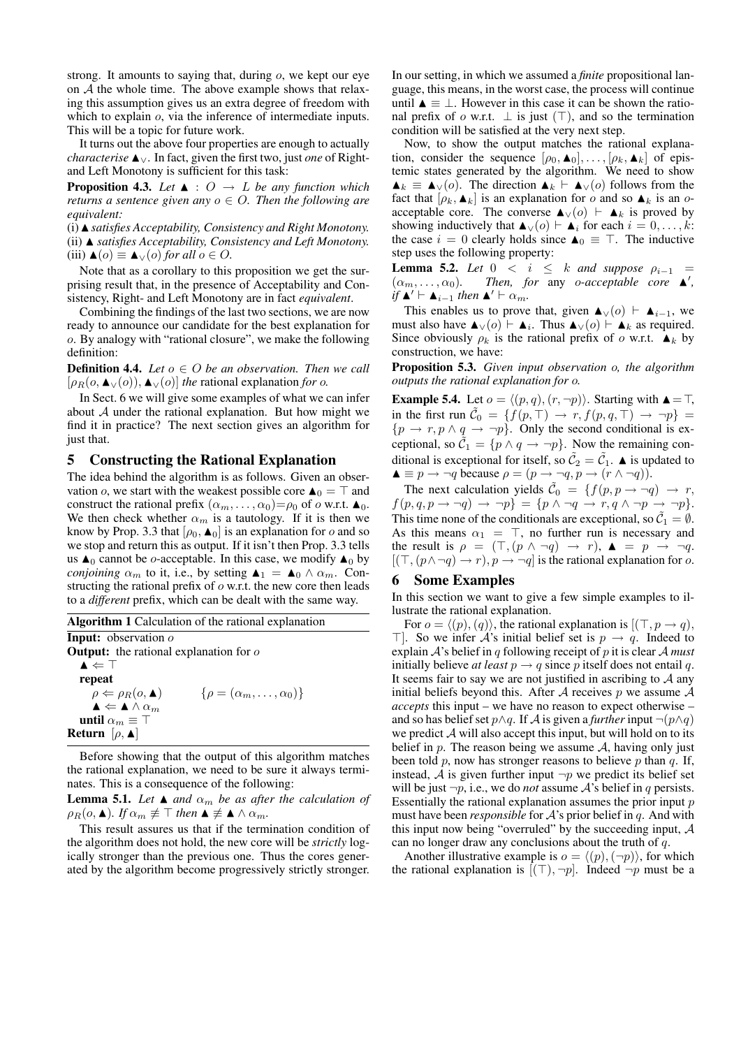strong. It amounts to saying that, during $o$, we kept our eye on $\mathcal{A}$ the whole time. The above example shows that relaxing this assumption gives us an extra degree of freedom with which to explain $o$, via the inference of intermediate inputs. This will be a topic for future work.

It turns out the above four properties are enough to actually *characterise* $\blacktriangle_\vee$. In fact, given the first two, just *one* of Right- and Left Monotony is sufficient for this task:

**Proposition 4.3.** *Let $\blacktriangle : O \to L$ be any function which returns a sentence given any $o \in O$. Then the following are equivalent:*
(i) $\blacktriangle$ *satisfies Acceptability, Consistency and Right Monotony.*
(ii) $\blacktriangle$ *satisfies Acceptability, Consistency and Left Monotony.*
(iii) $\blacktriangle(o) \equiv \blacktriangle_\vee(o)$ *for all $o \in O$.*

Note that as a corollary to this proposition we get the surprising result that, in the presence of Acceptability and Consistency, Right- and Left Monotony are in fact *equivalent*.

Combining the findings of the last two sections, we are now ready to announce our candidate for the best explanation for $o$. By analogy with "rational closure", we make the following definition:

**Definition 4.4.** *Let $o \in O$ be an observation. Then we call $[\rho_R(o, \blacktriangle_\vee(o)), \blacktriangle_\vee(o)]$ the* rational explanation *for $o$.*

In Sect. 6 we will give some examples of what we can infer about $\mathcal{A}$ under the rational explanation. But how might we find it in practice? The next section gives an algorithm for just that.

## 5 Constructing the Rational Explanation

The idea behind the algorithm is as follows. Given an observation $o$, we start with the weakest possible core $\blacktriangle_0 = \top$ and construct the rational prefix $(\alpha_m, \ldots, \alpha_0) = \rho_0$ of $o$ w.r.t. $\blacktriangle_0$. We then check whether $\alpha_m$ is a tautology. If it is then we know by Prop. 3.3 that $[\rho_0, \blacktriangle_0]$ is an explanation for $o$ and so we stop and return this as output. If it isn't then Prop. 3.3 tells us $\blacktriangle_0$ cannot be $o$-acceptable. In this case, we modify $\blacktriangle_0$ by *conjoining* $\alpha_m$ to it, i.e., by setting $\blacktriangle_1 = \blacktriangle_0 \wedge \alpha_m$. Constructing the rational prefix of $o$ w.r.t. the new core then leads to a *different* prefix, which can be dealt with the same way.

**Algorithm 1** Calculation of the rational explanation

**Input:** observation $o$
**Output:** the rational explanation for $o$
$\blacktriangle \Leftarrow \top$
**repeat**
  $\rho \Leftarrow \rho_R(o, \blacktriangle)$  $\{\rho = (\alpha_m, \ldots, \alpha_0)\}$
  $\blacktriangle \Leftarrow \blacktriangle \wedge \alpha_m$
**until** $\alpha_m \equiv \top$
**Return** $[\rho, \blacktriangle]$

Before showing that the output of this algorithm matches the rational explanation, we need to be sure it always terminates. This is a consequence of the following:

**Lemma 5.1.** *Let $\blacktriangle$ and $\alpha_m$ be as after the calculation of $\rho_R(o, \blacktriangle)$. If $\alpha_m \not\equiv \top$ then $\blacktriangle \not\equiv \blacktriangle \wedge \alpha_m$.*

This result assures us that if the termination condition of the algorithm does not hold, the new core will be *strictly* logically stronger than the previous one. Thus the cores generated by the algorithm become progressively strictly stronger. In our setting, in which we assumed a *finite* propositional language, this means, in the worst case, the process will continue until $\blacktriangle \equiv \bot$. However in this case it can be shown the rational prefix of $o$ w.r.t. $\bot$ is just $(\top)$, and so the termination condition will be satisfied at the very next step.

Now, to show the output matches the rational explanation, consider the sequence $[\rho_0, \blacktriangle_0], \ldots, [\rho_k, \blacktriangle_k]$ of epistemic states generated by the algorithm. We need to show $\blacktriangle_k \equiv \blacktriangle_\vee(o)$. The direction $\blacktriangle_k \vdash \blacktriangle_\vee(o)$ follows from the fact that $[\rho_k, \blacktriangle_k]$ is an explanation for $o$ and so $\blacktriangle_k$ is an $o$-acceptable core. The converse $\blacktriangle_\vee(o) \vdash \blacktriangle_k$ is proved by showing inductively that $\blacktriangle_\vee(o) \vdash \blacktriangle_i$ for each $i = 0, \ldots, k$: the case $i = 0$ clearly holds since $\blacktriangle_0 \equiv \top$. The inductive step uses the following property:

**Lemma 5.2.** *Let $0 < i \leq k$ and suppose $\rho_{i-1} = (\alpha_m, \ldots, \alpha_0)$. Then, for* any *$o$-acceptable core $\blacktriangle'$, if $\blacktriangle' \vdash \blacktriangle_{i-1}$ then $\blacktriangle' \vdash \alpha_m$.*

This enables us to prove that, given $\blacktriangle_\vee(o) \vdash \blacktriangle_{i-1}$, we must also have $\blacktriangle_\vee(o) \vdash \blacktriangle_i$. Thus $\blacktriangle_\vee(o) \vdash \blacktriangle_k$ as required. Since obviously $\rho_k$ is the rational prefix of $o$ w.r.t. $\blacktriangle_k$ by construction, we have:

**Proposition 5.3.** *Given input observation $o$, the algorithm outputs the rational explanation for $o$.*

**Example 5.4.** Let $o = \langle (p, q), (r, \neg p) \rangle$. Starting with $\blacktriangle = \top$, in the first run $\tilde{\mathcal{C}}_0 = \{f(p, \top) \to r, f(p, q, \top) \to \neg p\} = \{p \to r, p \wedge q \to \neg p\}$. Only the second conditional is exceptional, so $\tilde{\mathcal{C}}_1 = \{p \wedge q \to \neg p\}$. Now the remaining conditional is exceptional for itself, so $\tilde{\mathcal{C}}_2 = \tilde{\mathcal{C}}_1$. $\blacktriangle$ is updated to $\blacktriangle \equiv p \to \neg q$ because $\rho = (p \to \neg q, p \to (r \wedge \neg q))$.

The next calculation yields $\tilde{\mathcal{C}}_0 = \{f(p, q, p \to \neg q) \to r, f(p, q, p \to \neg q) \to \neg p\} = \{p \wedge \neg q \to r, q \wedge \neg p \to \neg p\}$. This time none of the conditionals are exceptional, so $\tilde{\mathcal{C}}_1 = \emptyset$. As this means $\alpha_1 = \top$, no further run is necessary and the result is $\rho = (\top, (p \wedge \neg q) \to r)$, $\blacktriangle = p \to \neg q$. $[(\top, (p \wedge \neg q) \to r), p \to \neg q]$ is the rational explanation for $o$.

## 6 Some Examples

In this section we want to give a few simple examples to illustrate the rational explanation.

For $o = \langle (p), (q) \rangle$, the rational explanation is $[(\top, p \to q), \top]$. So we infer $\mathcal{A}$'s initial belief set is $p \to q$. Indeed to explain $\mathcal{A}$'s belief in $q$ following receipt of $p$ it is clear $\mathcal{A}$ *must* initially believe *at least* $p \to q$ since $p$ itself does not entail $q$. It seems fair to say we are not justified in ascribing to $\mathcal{A}$ any initial beliefs beyond this. After $\mathcal{A}$ receives $p$ we assume $\mathcal{A}$ *accepts* this input – we have no reason to expect otherwise – and so has belief set $p \wedge q$. If $\mathcal{A}$ is given a *further* input $\neg(p \wedge q)$ we predict $\mathcal{A}$ will also accept this input, but will hold on to its belief in $p$. The reason being we assume $\mathcal{A}$, having only just been told $p$, now has stronger reasons to believe $p$ than $q$. If, instead, $\mathcal{A}$ is given further input $\neg p$ we predict its belief set will be just $\neg p$, i.e., we do *not* assume $\mathcal{A}$'s belief in $q$ persists. Essentially the rational explanation assumes the prior input $p$ must have been *responsible* for $\mathcal{A}$'s prior belief in $q$. And with this input now being "overruled" by the succeeding input, $\mathcal{A}$ can no longer draw any conclusions about the truth of $q$.

Another illustrative example is $o = \langle (p), (\neg p) \rangle$, for which the rational explanation is $[(\top), \neg p]$. Indeed $\neg p$ must be a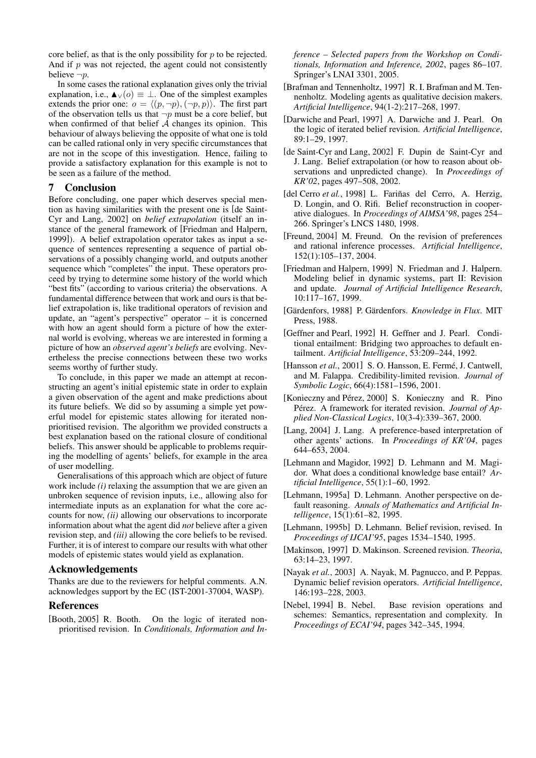core belief, as that is the only possibility for $p$ to be rejected. And if $p$ was not rejected, the agent could not consistently believe $\neg p$.

In some cases the rational explanation gives only the trivial explanation, i.e., $\blacktriangle_\vee(o) \equiv \bot$. One of the simplest examples extends the prior one: $o = \langle (p, \neg p), (\neg p, p) \rangle$. The first part of the observation tells us that $\neg p$ must be a core belief, but when confirmed of that belief $\mathcal{A}$ changes its opinion. This behaviour of always believing the opposite of what one is told can be called rational only in very specific circumstances that are not in the scope of this investigation. Hence, failing to provide a satisfactory explanation for this example is not to be seen as a failure of the method.

## 7 Conclusion

Before concluding, one paper which deserves special mention as having similarities with the present one is [de Saint-Cyr and Lang, 2002] on *belief extrapolation* (itself an instance of the general framework of [Friedman and Halpern, 1999]). A belief extrapolation operator takes as input a sequence of sentences representing a sequence of partial observations of a possibly changing world, and outputs another sequence which "completes" the input. These operators proceed by trying to determine some history of the world which "best fits" (according to various criteria) the observations. A fundamental difference between that work and ours is that belief extrapolation is, like traditional operators of revision and update, an "agent's perspective" operator – it is concerned with how an agent should form a picture of how the external world is evolving, whereas we are interested in forming a picture of how an *observed agent's beliefs* are evolving. Nevertheless the precise connections between these two works seems worthy of further study.

To conclude, in this paper we made an attempt at reconstructing an agent's initial epistemic state in order to explain a given observation of the agent and make predictions about its future beliefs. We did so by assuming a simple yet powerful model for epistemic states allowing for iterated non-prioritised revision. The algorithm we provided constructs a best explanation based on the rational closure of conditional beliefs. This answer should be applicable to problems requiring the modelling of agents' beliefs, for example in the area of user modelling.

Generalisations of this approach which are object of future work include *(i)* relaxing the assumption that we are given an unbroken sequence of revision inputs, i.e., allowing also for intermediate inputs as an explanation for what the core accounts for now, *(ii)* allowing our observations to incorporate information about what the agent did *not* believe after a given revision step, and *(iii)* allowing the core beliefs to be revised. Further, it is of interest to compare our results with what other models of epistemic states would yield as explanation.

## Acknowledgements

Thanks are due to the reviewers for helpful comments. A.N. acknowledges support by the EC (IST-2001-37004, WASP).

## References

[Booth, 2005] R. Booth. On the logic of iterated non-prioritised revision. In *Conditionals, Information and Inference – Selected papers from the Workshop on Conditionals, Information and Inference, 2002*, pages 86–107. Springer's LNAI 3301, 2005.

[Brafman and Tennenholtz, 1997] R. I. Brafman and M. Tennenholtz. Modeling agents as qualitative decision makers. *Artificial Intelligence*, 94(1-2):217–268, 1997.

[Darwiche and Pearl, 1997] A. Darwiche and J. Pearl. On the logic of iterated belief revision. *Artificial Intelligence*, 89:1–29, 1997.

[de Saint-Cyr and Lang, 2002] F. Dupin de Saint-Cyr and J. Lang. Belief extrapolation (or how to reason about observations and unpredicted change). In *Proceedings of KR'02*, pages 497–508, 2002.

[del Cerro *et al.*, 1998] L. Fariñas del Cerro, A. Herzig, D. Longin, and O. Rifi. Belief reconstruction in cooperative dialogues. In *Proceedings of AIMSA'98*, pages 254–266. Springer's LNCS 1480, 1998.

[Freund, 2004] M. Freund. On the revision of preferences and rational inference processes. *Artificial Intelligence*, 152(1):105–137, 2004.

[Friedman and Halpern, 1999] N. Friedman and J. Halpern. Modeling belief in dynamic systems, part II: Revision and update. *Journal of Artificial Intelligence Research*, 10:117–167, 1999.

[Gärdenfors, 1988] P. Gärdenfors. *Knowledge in Flux*. MIT Press, 1988.

[Geffner and Pearl, 1992] H. Geffner and J. Pearl. Conditional entailment: Bridging two approaches to default entailment. *Artificial Intelligence*, 53:209–244, 1992.

[Hansson *et al.*, 2001] S. O. Hansson, E. Fermé, J. Cantwell, and M. Falappa. Credibility-limited revision. *Journal of Symbolic Logic*, 66(4):1581–1596, 2001.

[Konieczny and Pérez, 2000] S. Konieczny and R. Pino Pérez. A framework for iterated revision. *Journal of Applied Non-Classical Logics*, 10(3-4):339–367, 2000.

[Lang, 2004] J. Lang. A preference-based interpretation of other agents' actions. In *Proceedings of KR'04*, pages 644–653, 2004.

[Lehmann and Magidor, 1992] D. Lehmann and M. Magidor. What does a conditional knowledge base entail? *Artificial Intelligence*, 55(1):1–60, 1992.

[Lehmann, 1995a] D. Lehmann. Another perspective on default reasoning. *Annals of Mathematics and Artificial Intelligence*, 15(1):61–82, 1995.

[Lehmann, 1995b] D. Lehmann. Belief revision, revised. In *Proceedings of IJCAI'95*, pages 1534–1540, 1995.

[Makinson, 1997] D. Makinson. Screened revision. *Theoria*, 63:14–23, 1997.

[Nayak *et al.*, 2003] A. Nayak, M. Pagnucco, and P. Peppas. Dynamic belief revision operators. *Artificial Intelligence*, 146:193–228, 2003.

[Nebel, 1994] B. Nebel. Base revision operations and schemes: Semantics, representation and complexity. In *Proceedings of ECAI'94*, pages 342–345, 1994.